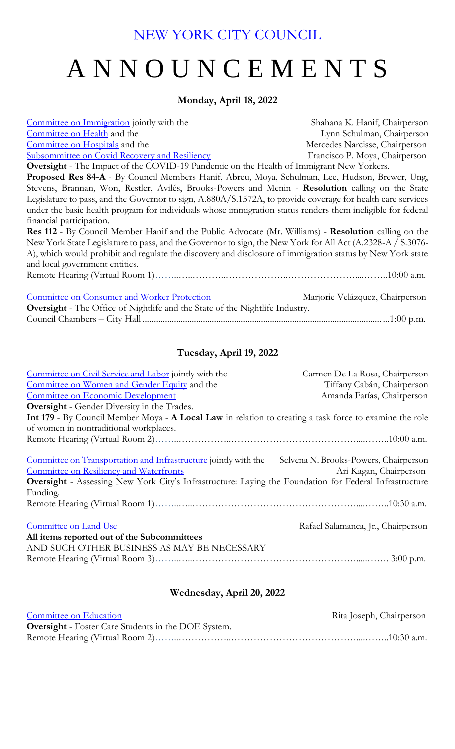# NEW YORK CITY COUNCIL

# A N N O U N C E M E N T S

### Monday, April 18, 2022

Committee on Immigration jointly with the — Shahana K. Hanif, Chairperson
Committee on Health and the — Lynn Schulman, Chairperson
Committee on Hospitals and the — Mercedes Narcisse, Chairperson
Subcommittee on Covid Recovery and Resiliency — Francisco P. Moya, Chairperson

**Oversight** - The Impact of the COVID-19 Pandemic on the Health of Immigrant New Yorkers.

**Proposed Res 84-A** - By Council Members Hanif, Abreu, Moya, Schulman, Lee, Hudson, Brewer, Ung, Stevens, Brannan, Won, Restler, Avilés, Brooks-Powers and Menin - **Resolution** calling on the State Legislature to pass, and the Governor to sign, A.880A/S.1572A, to provide coverage for health care services under the basic health program for individuals whose immigration status renders them ineligible for federal financial participation.

**Res 112** - By Council Member Hanif and the Public Advocate (Mr. Williams) - **Resolution** calling on the New York State Legislature to pass, and the Governor to sign, the New York for All Act (A.2328-A / S.3076-A), which would prohibit and regulate the discovery and disclosure of immigration status by New York state and local government entities.

Remote Hearing (Virtual Room 1)……………………………………………………………10:00 a.m.

Committee on Consumer and Worker Protection — Marjorie Velázquez, Chairperson

**Oversight** - The Office of Nightlife and the State of the Nightlife Industry.

Council Chambers – City Hall ……………………………………………………………1:00 p.m.

### Tuesday, April 19, 2022

Committee on Civil Service and Labor jointly with the — Carmen De La Rosa, Chairperson
Committee on Women and Gender Equity and the — Tiffany Cabán, Chairperson
Committee on Economic Development — Amanda Farías, Chairperson

**Oversight** - Gender Diversity in the Trades.

**Int 179** - By Council Member Moya - **A Local Law** in relation to creating a task force to examine the role of women in nontraditional workplaces.

Remote Hearing (Virtual Room 2)……………………………………………………………10:00 a.m.

Committee on Transportation and Infrastructure jointly with the — Selvena N. Brooks-Powers, Chairperson
Committee on Resiliency and Waterfronts — Ari Kagan, Chairperson

**Oversight** - Assessing New York City's Infrastructure: Laying the Foundation for Federal Infrastructure Funding.

Remote Hearing (Virtual Room 1)……………………………………………………………10:30 a.m.

Committee on Land Use — Rafael Salamanca, Jr., Chairperson

**All items reported out of the Subcommittees**

AND SUCH OTHER BUSINESS AS MAY BE NECESSARY

Remote Hearing (Virtual Room 3)…………………………………………………………… 3:00 p.m.

### Wednesday, April 20, 2022

Committee on Education — Rita Joseph, Chairperson

**Oversight** - Foster Care Students in the DOE System.

Remote Hearing (Virtual Room 2)……………………………………………………………10:30 a.m.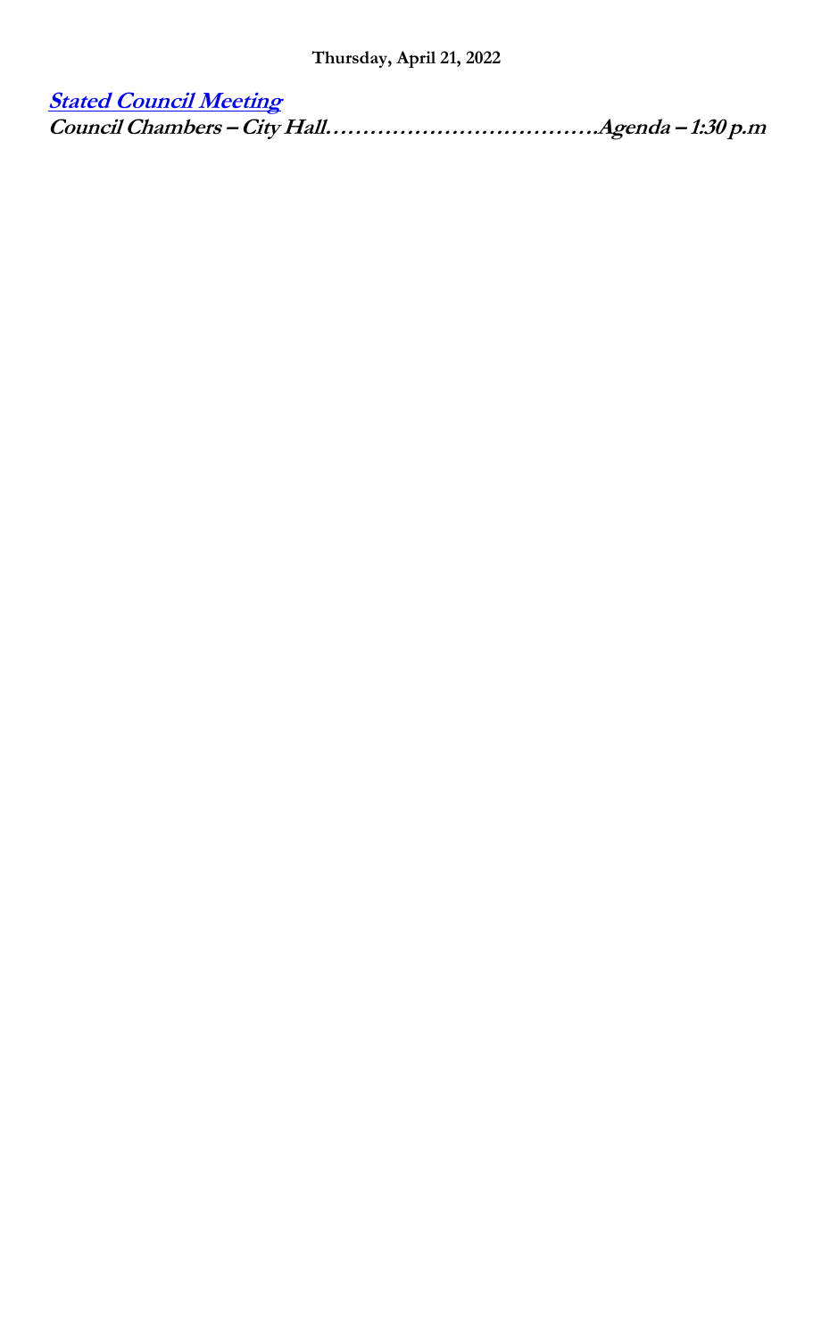**Thursday, April 21, 2022**

***Stated Council Meeting***
***Council Chambers – City Hall……………………………….Agenda – 1:30 p.m***